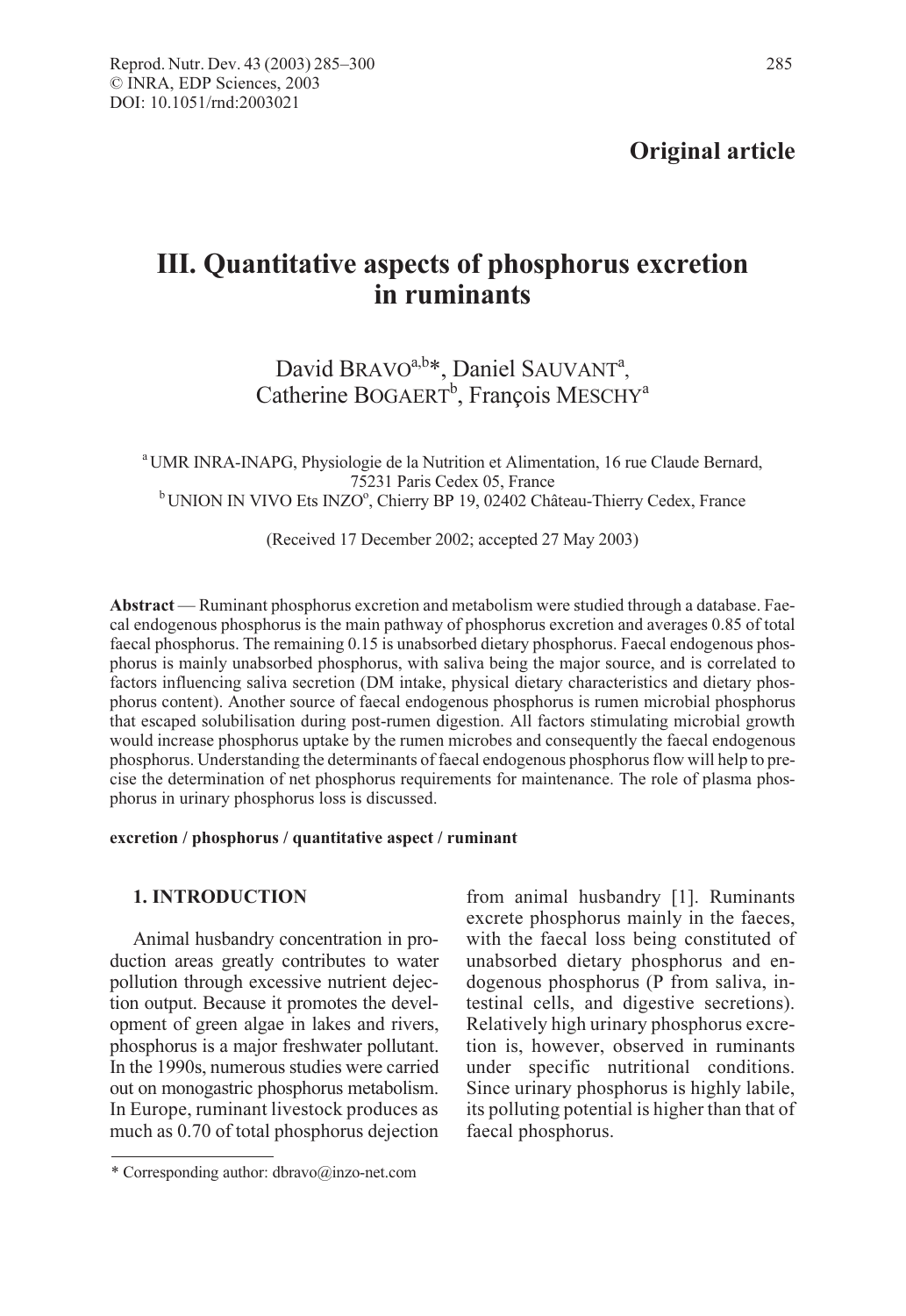**Original article**

# III. Quantitative aspects of phosphorus excretion in ruminants

David BRAVO[a,b]*, Daniel SAUVANT[a], Catherine BOGAERT[b], François MESCHY[a]

[a] UMR INRA-INAPG, Physiologie de la Nutrition et Alimentation, 16 rue Claude Bernard, 75231 Paris Cedex 05, France
[b] UNION IN VIVO Ets INZO°, Chierry BP 19, 02402 Château-Thierry Cedex, France

(Received 17 December 2002; accepted 27 May 2003)

**Abstract** — Ruminant phosphorus excretion and metabolism were studied through a database. Faecal endogenous phosphorus is the main pathway of phosphorus excretion and averages 0.85 of total faecal phosphorus. The remaining 0.15 is unabsorbed dietary phosphorus. Faecal endogenous phosphorus is mainly unabsorbed phosphorus, with saliva being the major source, and is correlated to factors influencing saliva secretion (DM intake, physical dietary characteristics and dietary phosphorus content). Another source of faecal endogenous phosphorus is rumen microbial phosphorus that escaped solubilisation during post-rumen digestion. All factors stimulating microbial growth would increase phosphorus uptake by the rumen microbes and consequently the faecal endogenous phosphorus. Understanding the determinants of faecal endogenous phosphorus flow will help to precise the determination of net phosphorus requirements for maintenance. The role of plasma phosphorus in urinary phosphorus loss is discussed.

**excretion / phosphorus / quantitative aspect / ruminant**

## 1. INTRODUCTION

Animal husbandry concentration in production areas greatly contributes to water pollution through excessive nutrient dejection output. Because it promotes the development of green algae in lakes and rivers, phosphorus is a major freshwater pollutant. In the 1990s, numerous studies were carried out on monogastric phosphorus metabolism. In Europe, ruminant livestock produces as much as 0.70 of total phosphorus dejection from animal husbandry [1]. Ruminants excrete phosphorus mainly in the faeces, with the faecal loss being constituted of unabsorbed dietary phosphorus and endogenous phosphorus (P from saliva, intestinal cells, and digestive secretions). Relatively high urinary phosphorus excretion is, however, observed in ruminants under specific nutritional conditions. Since urinary phosphorus is highly labile, its polluting potential is higher than that of faecal phosphorus.

* Corresponding author: dbravo@inzo-net.com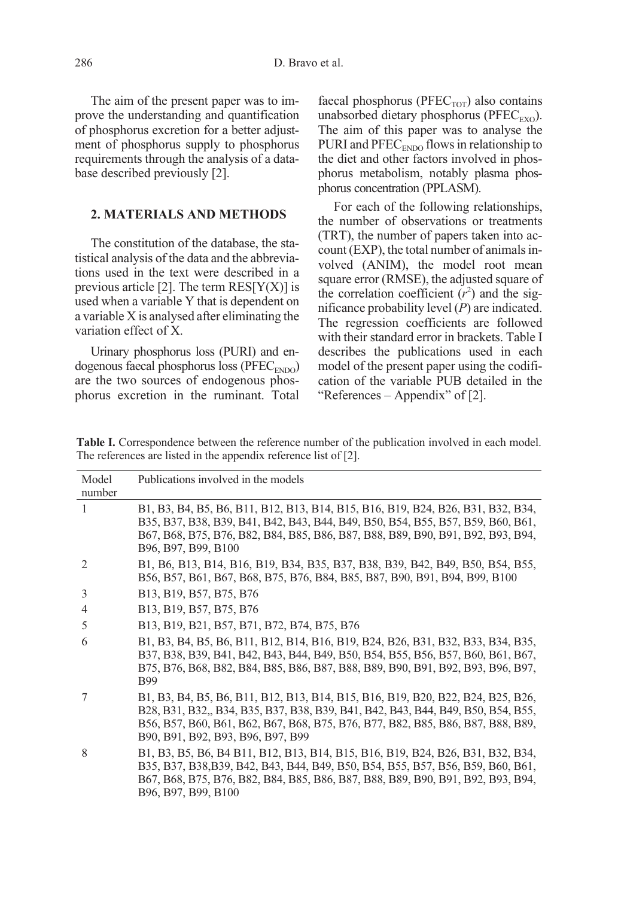The aim of the present paper was to improve the understanding and quantification of phosphorus excretion for a better adjustment of phosphorus supply to phosphorus requirements through the analysis of a database described previously [2].

## 2. MATERIALS AND METHODS

The constitution of the database, the statistical analysis of the data and the abbreviations used in the text were described in a previous article [2]. The term RES[Y(X)] is used when a variable Y that is dependent on a variable X is analysed after eliminating the variation effect of X.

Urinary phosphorus loss (PURI) and endogenous faecal phosphorus loss ($PFEC_{ENDO}$) are the two sources of endogenous phosphorus excretion in the ruminant. Total faecal phosphorus ($PFEC_{TOT}$) also contains unabsorbed dietary phosphorus ($PFEC_{EXO}$). The aim of this paper was to analyse the PURI and $PFEC_{ENDO}$ flows in relationship to the diet and other factors involved in phosphorus metabolism, notably plasma phosphorus concentration (PPLASM).

For each of the following relationships, the number of observations or treatments (TRT), the number of papers taken into account (EXP), the total number of animals involved (ANIM), the model root mean square error (RMSE), the adjusted square of the correlation coefficient ($r^2$) and the significance probability level ($P$) are indicated. The regression coefficients are followed with their standard error in brackets. Table I describes the publications used in each model of the present paper using the codification of the variable PUB detailed in the "References – Appendix" of [2].

**Table I.** Correspondence between the reference number of the publication involved in each model. The references are listed in the appendix reference list of [2].

| Model number | Publications involved in the models |
|---|---|
| 1 | B1, B3, B4, B5, B6, B11, B12, B13, B14, B15, B16, B19, B24, B26, B31, B32, B34, B35, B37, B38, B39, B41, B42, B43, B44, B49, B50, B54, B55, B57, B59, B60, B61, B67, B68, B75, B76, B82, B84, B85, B86, B87, B88, B89, B90, B91, B92, B93, B94, B96, B97, B99, B100 |
| 2 | B1, B6, B13, B14, B16, B19, B34, B35, B37, B38, B39, B42, B49, B50, B54, B55, B56, B57, B61, B67, B68, B75, B76, B84, B85, B87, B90, B91, B94, B99, B100 |
| 3 | B13, B19, B57, B75, B76 |
| 4 | B13, B19, B57, B75, B76 |
| 5 | B13, B19, B21, B57, B71, B72, B74, B75, B76 |
| 6 | B1, B3, B4, B5, B6, B11, B12, B14, B16, B19, B24, B26, B31, B32, B33, B34, B35, B37, B38, B39, B41, B42, B43, B44, B49, B50, B54, B55, B56, B57, B60, B61, B67, B75, B76, B68, B82, B84, B85, B86, B87, B88, B89, B90, B91, B92, B93, B96, B97, B99 |
| 7 | B1, B3, B4, B5, B6, B11, B12, B13, B14, B15, B16, B19, B20, B22, B24, B25, B26, B28, B31, B32,, B34, B35, B37, B38, B39, B41, B42, B43, B44, B49, B50, B54, B55, B56, B57, B60, B61, B67, B68, B75, B76, B77, B82, B85, B86, B87, B88, B89, B90, B91, B92, B93, B96, B97, B99 |
| 8 | B1, B3, B5, B6, B4 B11, B12, B13, B14, B15, B16, B19, B24, B26, B31, B32, B34, B35, B37, B38,B39, B42, B43, B44, B49, B50, B54, B55, B57, B56, B59, B60, B61, B67, B68, B75, B76, B82, B84, B85, B86, B87, B88, B89, B90, B91, B92, B93, B94, B96, B97, B99, B100 |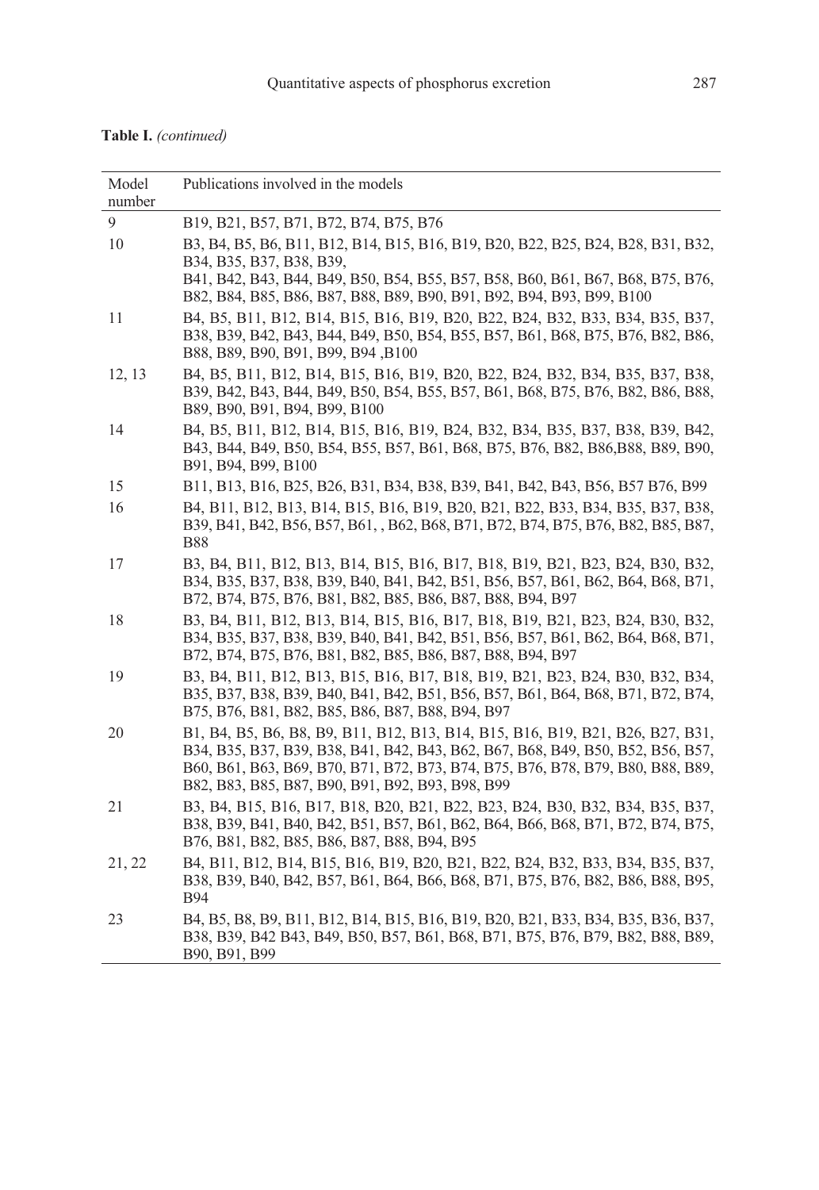**Table I.** *(continued)*

| Model number | Publications involved in the models |
|---|---|
| 9 | B19, B21, B57, B71, B72, B74, B75, B76 |
| 10 | B3, B4, B5, B6, B11, B12, B14, B15, B16, B19, B20, B22, B25, B24, B28, B31, B32, B34, B35, B37, B38, B39, B41, B42, B43, B44, B49, B50, B54, B55, B57, B58, B60, B61, B67, B68, B75, B76, B82, B84, B85, B86, B87, B88, B89, B90, B91, B92, B94, B93, B99, B100 |
| 11 | B4, B5, B11, B12, B14, B15, B16, B19, B20, B22, B24, B32, B33, B34, B35, B37, B38, B39, B42, B43, B44, B49, B50, B54, B55, B57, B61, B68, B75, B76, B82, B86, B88, B89, B90, B91, B99, B94 ,B100 |
| 12, 13 | B4, B5, B11, B12, B14, B15, B16, B19, B20, B22, B24, B32, B34, B35, B37, B38, B39, B42, B43, B44, B49, B50, B54, B55, B57, B61, B68, B75, B76, B82, B86, B88, B89, B90, B91, B94, B99, B100 |
| 14 | B4, B5, B11, B12, B14, B15, B16, B19, B24, B32, B34, B35, B37, B38, B39, B42, B43, B44, B49, B50, B54, B55, B57, B61, B68, B75, B76, B82, B86,B88, B89, B90, B91, B94, B99, B100 |
| 15 | B11, B13, B16, B25, B26, B31, B34, B38, B39, B41, B42, B43, B56, B57 B76, B99 |
| 16 | B4, B11, B12, B13, B14, B15, B16, B19, B20, B21, B22, B33, B34, B35, B37, B38, B39, B41, B42, B56, B57, B61, , B62, B68, B71, B72, B74, B75, B76, B82, B85, B87, B88 |
| 17 | B3, B4, B11, B12, B13, B14, B15, B16, B17, B18, B19, B21, B23, B24, B30, B32, B34, B35, B37, B38, B39, B40, B41, B42, B51, B56, B57, B61, B62, B64, B68, B71, B72, B74, B75, B76, B81, B82, B85, B86, B87, B88, B94, B97 |
| 18 | B3, B4, B11, B12, B13, B14, B15, B16, B17, B18, B19, B21, B23, B24, B30, B32, B34, B35, B37, B38, B39, B40, B41, B42, B51, B56, B57, B61, B62, B64, B68, B71, B72, B74, B75, B76, B81, B82, B85, B86, B87, B88, B94, B97 |
| 19 | B3, B4, B11, B12, B13, B15, B16, B17, B18, B19, B21, B23, B24, B30, B32, B34, B35, B37, B38, B39, B40, B41, B42, B51, B56, B57, B61, B64, B68, B71, B72, B74, B75, B76, B81, B82, B85, B86, B87, B88, B94, B97 |
| 20 | B1, B4, B5, B6, B8, B9, B11, B12, B13, B14, B15, B16, B19, B21, B26, B27, B31, B34, B35, B37, B39, B38, B41, B42, B43, B62, B67, B68, B49, B50, B52, B56, B57, B60, B61, B63, B69, B70, B71, B72, B73, B74, B75, B76, B78, B79, B80, B88, B89, B82, B83, B85, B87, B90, B91, B92, B93, B98, B99 |
| 21 | B3, B4, B15, B16, B17, B18, B20, B21, B22, B23, B24, B30, B32, B34, B35, B37, B38, B39, B41, B40, B42, B51, B57, B61, B62, B64, B66, B68, B71, B72, B74, B75, B76, B81, B82, B85, B86, B87, B88, B94, B95 |
| 21, 22 | B4, B11, B12, B14, B15, B16, B19, B20, B21, B22, B24, B32, B33, B34, B35, B37, B38, B39, B40, B42, B57, B61, B64, B66, B68, B71, B75, B76, B82, B86, B88, B95, B94 |
| 23 | B4, B5, B8, B9, B11, B12, B14, B15, B16, B19, B20, B21, B33, B34, B35, B36, B37, B38, B39, B42 B43, B49, B50, B57, B61, B68, B71, B75, B76, B79, B82, B88, B89, B90, B91, B99 |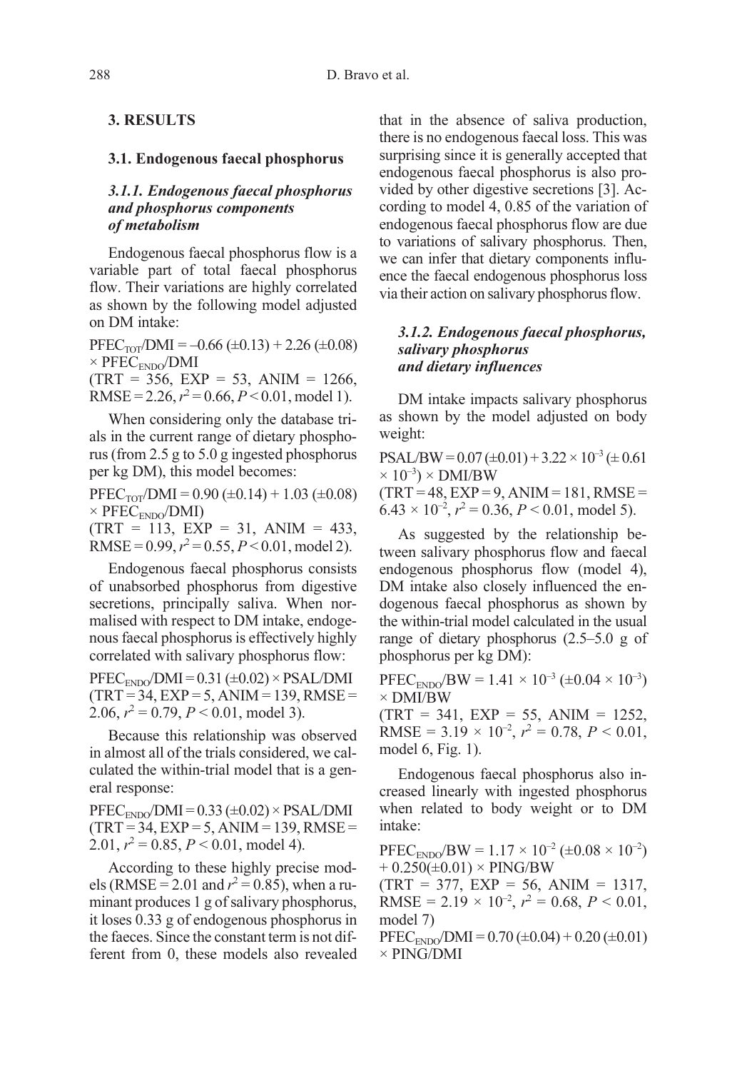## 3. RESULTS

### 3.1. Endogenous faecal phosphorus

#### 3.1.1. *Endogenous faecal phosphorus and phosphorus components of metabolism*

Endogenous faecal phosphorus flow is a variable part of total faecal phosphorus flow. Their variations are highly correlated as shown by the following model adjusted on DM intake:

$PFEC_{TOT}/DMI = -0.66\ (\pm0.13) + 2.26\ (\pm0.08) \times PFEC_{ENDO}/DMI$
(TRT = 356, EXP = 53, ANIM = 1266, RMSE = 2.26, $r^2 = 0.66$, $P < 0.01$, model 1).

When considering only the database trials in the current range of dietary phosphorus (from 2.5 g to 5.0 g ingested phosphorus per kg DM), this model becomes:

$PFEC_{TOT}/DMI = 0.90\ (\pm0.14) + 1.03\ (\pm0.08) \times PFEC_{ENDO}/DMI)$
(TRT = 113, EXP = 31, ANIM = 433, RMSE = 0.99, $r^2 = 0.55$, $P < 0.01$, model 2).

Endogenous faecal phosphorus consists of unabsorbed phosphorus from digestive secretions, principally saliva. When normalised with respect to DM intake, endogenous faecal phosphorus is effectively highly correlated with salivary phosphorus flow:

$PFEC_{ENDO}/DMI = 0.31\ (\pm0.02) \times PSAL/DMI$
(TRT = 34, EXP = 5, ANIM = 139, RMSE = 2.06, $r^2 = 0.79$, $P < 0.01$, model 3).

Because this relationship was observed in almost all of the trials considered, we calculated the within-trial model that is a general response:

$PFEC_{ENDO}/DMI = 0.33\ (\pm0.02) \times PSAL/DMI$
(TRT = 34, EXP = 5, ANIM = 139, RMSE = 2.01, $r^2 = 0.85$, $P < 0.01$, model 4).

According to these highly precise models (RMSE = 2.01 and $r^2 = 0.85$), when a ruminant produces 1 g of salivary phosphorus, it loses 0.33 g of endogenous phosphorus in the faeces. Since the constant term is not different from 0, these models also revealed that in the absence of saliva production, there is no endogenous faecal loss. This was surprising since it is generally accepted that endogenous faecal phosphorus is also provided by other digestive secretions [3]. According to model 4, 0.85 of the variation of endogenous faecal phosphorus flow are due to variations of salivary phosphorus. Then, we can infer that dietary components influence the faecal endogenous phosphorus loss via their action on salivary phosphorus flow.

#### 3.1.2. *Endogenous faecal phosphorus, salivary phosphorus and dietary influences*

DM intake impacts salivary phosphorus as shown by the model adjusted on body weight:

$PSAL/BW = 0.07\ (\pm0.01) + 3.22 \times 10^{-3}\ (\pm 0.61 \times 10^{-3}) \times DMI/BW$
(TRT = 48, EXP = 9, ANIM = 181, RMSE = $6.43 \times 10^{-2}$, $r^2 = 0.36$, $P < 0.01$, model 5).

As suggested by the relationship between salivary phosphorus flow and faecal endogenous phosphorus flow (model 4), DM intake also closely influenced the endogenous faecal phosphorus as shown by the within-trial model calculated in the usual range of dietary phosphorus (2.5–5.0 g of phosphorus per kg DM):

$PFEC_{ENDO}/BW = 1.41 \times 10^{-3}\ (\pm0.04 \times 10^{-3}) \times DMI/BW$
(TRT = 341, EXP = 55, ANIM = 1252, RMSE = $3.19 \times 10^{-2}$, $r^2 = 0.78$, $P < 0.01$, model 6, Fig. 1).

Endogenous faecal phosphorus also increased linearly with ingested phosphorus when related to body weight or to DM intake:

$PFEC_{ENDO}/BW = 1.17 \times 10^{-2}\ (\pm0.08 \times 10^{-2}) + 0.250(\pm0.01) \times PING/BW$
(TRT = 377, EXP = 56, ANIM = 1317, RMSE = $2.19 \times 10^{-2}$, $r^2 = 0.68$, $P < 0.01$, model 7)

$PFEC_{ENDO}/DMI = 0.70\ (\pm0.04) + 0.20\ (\pm0.01) \times PING/DMI$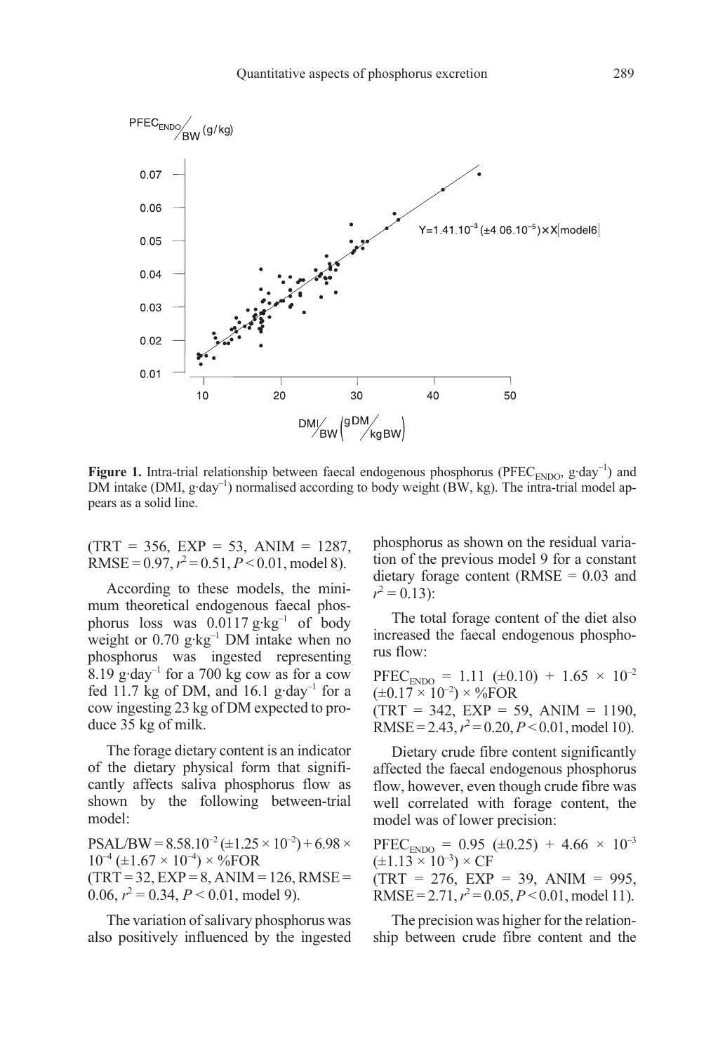**Figure 1.** Intra-trial relationship between faecal endogenous phosphorus ($PFEC_{ENDO}$, $g \cdot day^{-1}$) and DM intake (DMI, $g \cdot day^{-1}$) normalised according to body weight (BW, kg). The intra-trial model appears as a solid line.

(TRT = 356, EXP = 53, ANIM = 1287, RMSE = 0.97, $r^2 = 0.51$, $P < 0.01$, model 8).

According to these models, the minimum theoretical endogenous faecal phosphorus loss was 0.0117 $g \cdot kg^{-1}$ of body weight or 0.70 $g \cdot kg^{-1}$ DM intake when no phosphorus was ingested representing 8.19 $g \cdot day^{-1}$ for a 700 kg cow as for a cow fed 11.7 kg of DM, and 16.1 $g \cdot day^{-1}$ for a cow ingesting 23 kg of DM expected to produce 35 kg of milk.

The forage dietary content is an indicator of the dietary physical form that significantly affects saliva phosphorus flow as shown by the following between-trial model:

$PSAL/BW = 8.58.10^{-2} (\pm 1.25 \times 10^{-2}) + 6.98 \times 10^{-4} (\pm 1.67 \times 10^{-4}) \times \%FOR$
(TRT = 32, EXP = 8, ANIM = 126, RMSE = 0.06, $r^2 = 0.34$, $P < 0.01$, model 9).

The variation of salivary phosphorus was also positively influenced by the ingested phosphorus as shown on the residual variation of the previous model 9 for a constant dietary forage content (RMSE = 0.03 and $r^2 = 0.13$):

The total forage content of the diet also increased the faecal endogenous phosphorus flow:

$PFEC_{ENDO} = 1.11 (\pm 0.10) + 1.65 \times 10^{-2} (\pm 0.17 \times 10^{-2}) \times \%FOR$
(TRT = 342, EXP = 59, ANIM = 1190, RMSE = 2.43, $r^2 = 0.20$, $P < 0.01$, model 10).

Dietary crude fibre content significantly affected the faecal endogenous phosphorus flow, however, even though crude fibre was well correlated with forage content, the model was of lower precision:

$PFEC_{ENDO} = 0.95 (\pm 0.25) + 4.66 \times 10^{-3} (\pm 1.13 \times 10^{-3}) \times CF$
(TRT = 276, EXP = 39, ANIM = 995, RMSE = 2.71, $r^2 = 0.05$, $P < 0.01$, model 11).

The precision was higher for the relationship between crude fibre content and the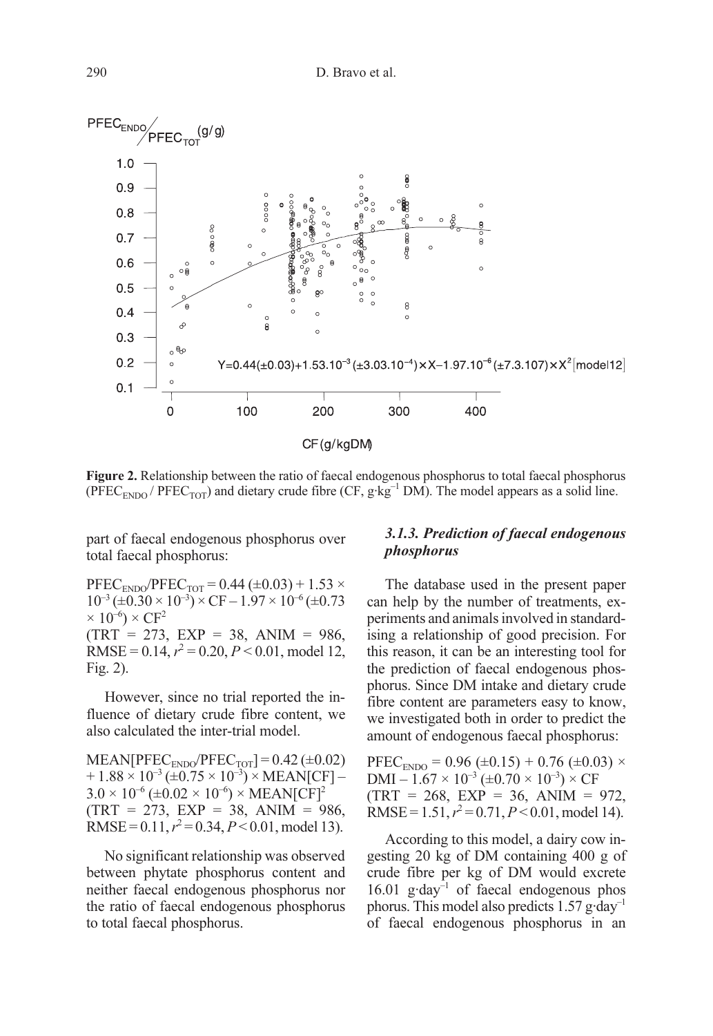Figure 2. Relationship between the ratio of faecal endogenous phosphorus to total faecal phosphorus ($PFEC_{ENDO}$ / $PFEC_{TOT}$) and dietary crude fibre (CF, $g \cdot kg^{-1}$ DM). The model appears as a solid line.

part of faecal endogenous phosphorus over total faecal phosphorus:

$PFEC_{ENDO}/PFEC_{TOT} = 0.44\ (\pm 0.03) + 1.53 \times 10^{-3}\ (\pm 0.30 \times 10^{-3}) \times CF - 1.97 \times 10^{-6}\ (\pm 0.73 \times 10^{-6}) \times CF^2$
(TRT = 273, EXP = 38, ANIM = 986, RMSE = 0.14, $r^2 = 0.20$, $P < 0.01$, model 12, Fig. 2).

However, since no trial reported the influence of dietary crude fibre content, we also calculated the inter-trial model.

$MEAN[PFEC_{ENDO}/PFEC_{TOT}] = 0.42\ (\pm 0.02) + 1.88 \times 10^{-3}\ (\pm 0.75 \times 10^{-3}) \times MEAN[CF] - 3.0 \times 10^{-6}\ (\pm 0.02 \times 10^{-6}) \times MEAN[CF]^2$
(TRT = 273, EXP = 38, ANIM = 986, RMSE = 0.11, $r^2 = 0.34$, $P < 0.01$, model 13).

No significant relationship was observed between phytate phosphorus content and neither faecal endogenous phosphorus nor the ratio of faecal endogenous phosphorus to total faecal phosphorus.

### *3.1.3. Prediction of faecal endogenous phosphorus*

The database used in the present paper can help by the number of treatments, experiments and animals involved in standardising a relationship of good precision. For this reason, it can be an interesting tool for the prediction of faecal endogenous phosphorus. Since DM intake and dietary crude fibre content are parameters easy to know, we investigated both in order to predict the amount of endogenous faecal phosphorus:

$PFEC_{ENDO} = 0.96\ (\pm 0.15) + 0.76\ (\pm 0.03) \times DMI - 1.67 \times 10^{-3}\ (\pm 0.70 \times 10^{-3}) \times CF$
(TRT = 268, EXP = 36, ANIM = 972, RMSE = 1.51, $r^2 = 0.71$, $P < 0.01$, model 14).

According to this model, a dairy cow ingesting 20 kg of DM containing 400 g of crude fibre per kg of DM would excrete 16.01 $g \cdot day^{-1}$ of faecal endogenous phos phorus. This model also predicts 1.57 $g \cdot day^{-1}$ of faecal endogenous phosphorus in an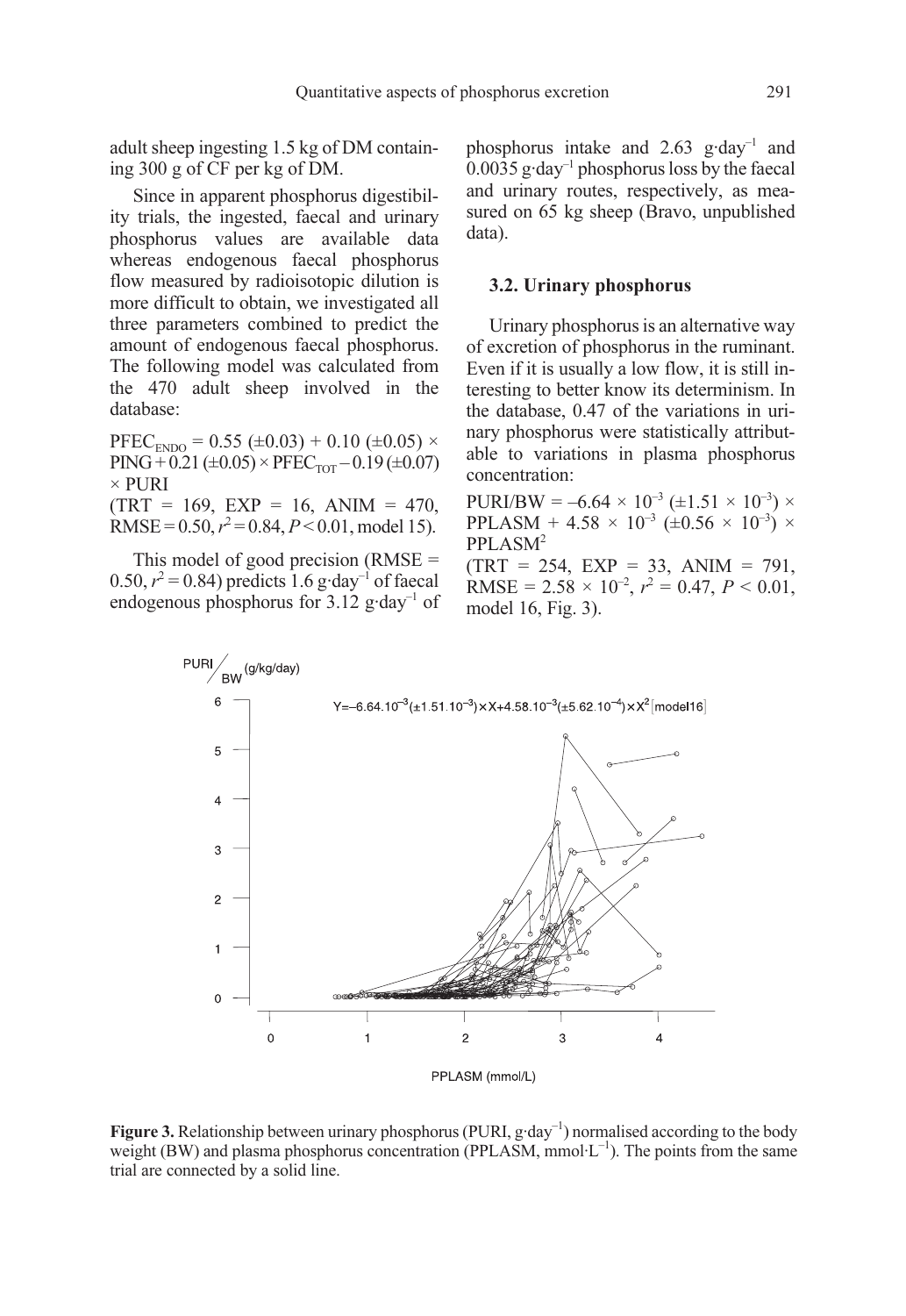adult sheep ingesting 1.5 kg of DM containing 300 g of CF per kg of DM.

Since in apparent phosphorus digestibility trials, the ingested, faecal and urinary phosphorus values are available data whereas endogenous faecal phosphorus flow measured by radioisotopic dilution is more difficult to obtain, we investigated all three parameters combined to predict the amount of endogenous faecal phosphorus. The following model was calculated from the 470 adult sheep involved in the database:

$PFEC_{ENDO}$ = 0.55 (±0.03) + 0.10 (±0.05) × PING + 0.21 (±0.05) × $PFEC_{TOT}$ – 0.19 (±0.07) × PURI
(TRT = 169, EXP = 16, ANIM = 470, RMSE = 0.50, $r^2$ = 0.84, $P < 0.01$, model 15).

This model of good precision (RMSE = 0.50, $r^2$ = 0.84) predicts 1.6 $g \cdot day^{-1}$ of faecal endogenous phosphorus for 3.12 $g \cdot day^{-1}$ of phosphorus intake and 2.63 $g \cdot day^{-1}$ and 0.0035 $g \cdot day^{-1}$ phosphorus loss by the faecal and urinary routes, respectively, as measured on 65 kg sheep (Bravo, unpublished data).

### 3.2. Urinary phosphorus

Urinary phosphorus is an alternative way of excretion of phosphorus in the ruminant. Even if it is usually a low flow, it is still interesting to better know its determinism. In the database, 0.47 of the variations in urinary phosphorus were statistically attributable to variations in plasma phosphorus concentration:

PURI/BW = $-6.64 \times 10^{-3}$ ($\pm 1.51 \times 10^{-3}$) × PPLASM + $4.58 \times 10^{-3}$ ($\pm 0.56 \times 10^{-3}$) × $PPLASM^2$
(TRT = 254, EXP = 33, ANIM = 791, RMSE = $2.58 \times 10^{-2}$, $r^2$ = 0.47, $P < 0.01$, model 16, Fig. 3).

**Figure 3.** Relationship between urinary phosphorus (PURI, $g \cdot day^{-1}$) normalised according to the body weight (BW) and plasma phosphorus concentration (PPLASM, $mmol \cdot L^{-1}$). The points from the same trial are connected by a solid line.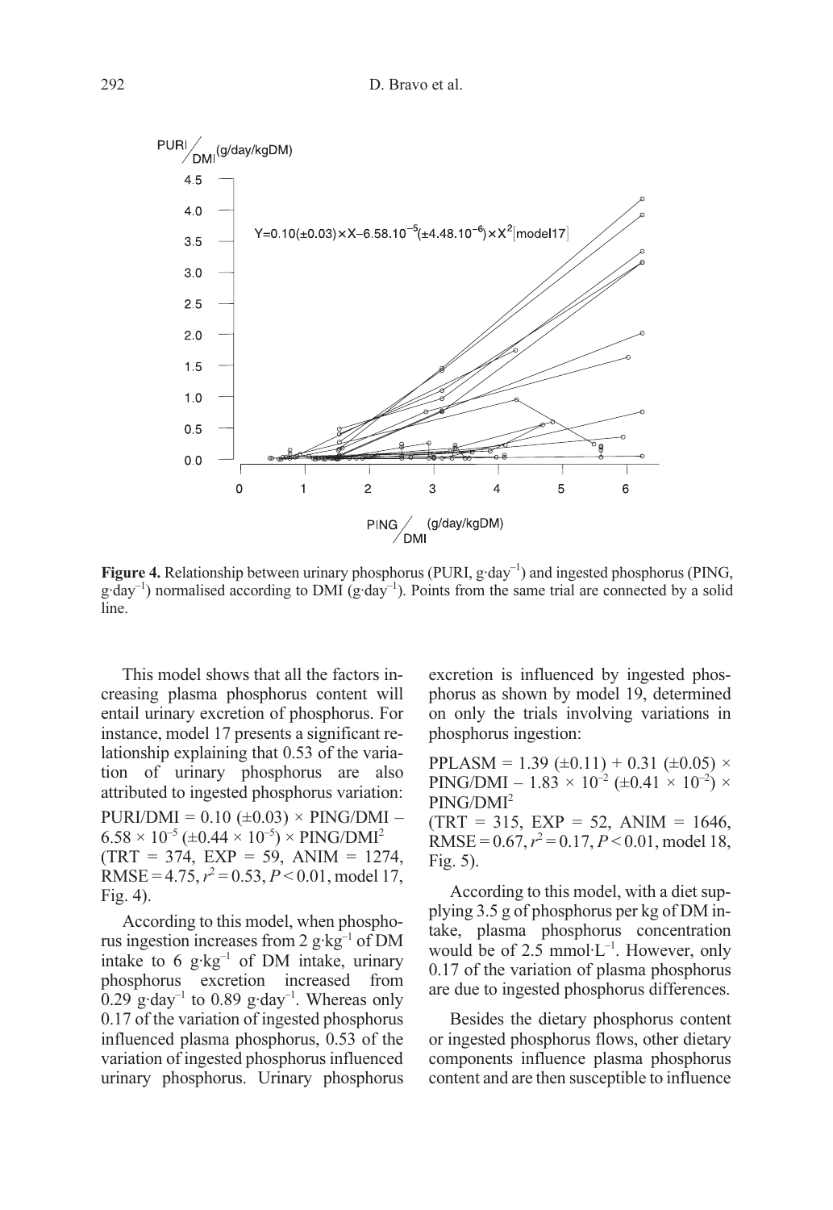**Figure 4.** Relationship between urinary phosphorus (PURI, $g \cdot day^{-1}$) and ingested phosphorus (PING, $g \cdot day^{-1}$) normalised according to DMI ($g \cdot day^{-1}$). Points from the same trial are connected by a solid line.

This model shows that all the factors increasing plasma phosphorus content will entail urinary excretion of phosphorus. For instance, model 17 presents a significant relationship explaining that 0.53 of the variation of urinary phosphorus are also attributed to ingested phosphorus variation:

$$PURI/DMI = 0.10\ (\pm 0.03) \times PING/DMI - 6.58 \times 10^{-5}\ (\pm 0.44 \times 10^{-5}) \times PING/DMI^2$$

(TRT = 374, EXP = 59, ANIM = 1274, RMSE = 4.75, $r^2 = 0.53$, $P < 0.01$, model 17, Fig. 4).

According to this model, when phosphorus ingestion increases from 2 $g \cdot kg^{-1}$ of DM intake to 6 $g \cdot kg^{-1}$ of DM intake, urinary phosphorus excretion increased from 0.29 $g \cdot day^{-1}$ to 0.89 $g \cdot day^{-1}$. Whereas only 0.17 of the variation of ingested phosphorus influenced plasma phosphorus, 0.53 of the variation of ingested phosphorus influenced urinary phosphorus. Urinary phosphorus excretion is influenced by ingested phosphorus as shown by model 19, determined on only the trials involving variations in phosphorus ingestion:

$$PPLASM = 1.39\ (\pm 0.11) + 0.31\ (\pm 0.05) \times PING/DMI - 1.83 \times 10^{-2}\ (\pm 0.41 \times 10^{-2}) \times PING/DMI^2$$

(TRT = 315, EXP = 52, ANIM = 1646, RMSE = 0.67, $r^2 = 0.17$, $P < 0.01$, model 18, Fig. 5).

According to this model, with a diet supplying 3.5 g of phosphorus per kg of DM intake, plasma phosphorus concentration would be of 2.5 $mmol \cdot L^{-1}$. However, only 0.17 of the variation of plasma phosphorus are due to ingested phosphorus differences.

Besides the dietary phosphorus content or ingested phosphorus flows, other dietary components influence plasma phosphorus content and are then susceptible to influence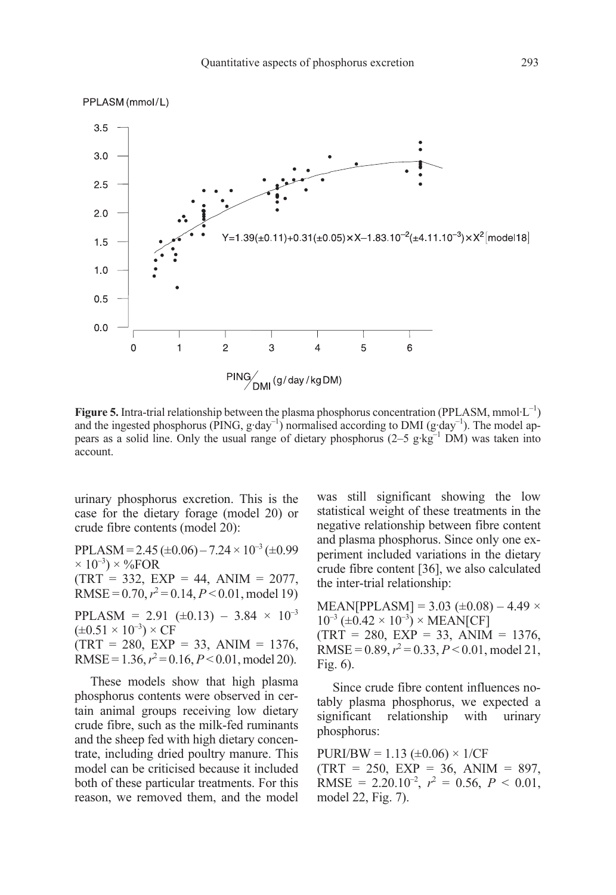**Figure 5.** Intra-trial relationship between the plasma phosphorus concentration (PPLASM, $mmol \cdot L^{-1}$) and the ingested phosphorus (PING, $g \cdot day^{-1}$) normalised according to DMI ($g \cdot day^{-1}$). The model appears as a solid line. Only the usual range of dietary phosphorus (2–5 $g \cdot kg^{-1}$ DM) was taken into account.

urinary phosphorus excretion. This is the case for the dietary forage (model 20) or crude fibre contents (model 20):

PPLASM = 2.45 (±0.06) – $7.24 \times 10^{-3}$ (±$0.99 \times 10^{-3}$) × %FOR
(TRT = 332, EXP = 44, ANIM = 2077, RMSE = 0.70, $r^2$ = 0.14, $P < 0.01$, model 19)

PPLASM = 2.91 (±0.13) – $3.84 \times 10^{-3}$ (±$0.51 \times 10^{-3}$) × CF
(TRT = 280, EXP = 33, ANIM = 1376, RMSE = 1.36, $r^2$ = 0.16, $P < 0.01$, model 20).

These models show that high plasma phosphorus contents were observed in certain animal groups receiving low dietary crude fibre, such as the milk-fed ruminants and the sheep fed with high dietary concentrate, including dried poultry manure. This model can be criticised because it included both of these particular treatments. For this reason, we removed them, and the model was still significant showing the low statistical weight of these treatments in the negative relationship between fibre content and plasma phosphorus. Since only one experiment included variations in the dietary crude fibre content [36], we also calculated the inter-trial relationship:

MEAN[PPLASM] = 3.03 (±0.08) – $4.49 \times 10^{-3}$ (±$0.42 \times 10^{-3}$) × MEAN[CF]
(TRT = 280, EXP = 33, ANIM = 1376, RMSE = 0.89, $r^2$ = 0.33, $P < 0.01$, model 21, Fig. 6).

Since crude fibre content influences notably plasma phosphorus, we expected a significant relationship with urinary phosphorus:

PURI/BW = 1.13 (±0.06) × 1/CF
(TRT = 250, EXP = 36, ANIM = 897, RMSE = $2.20.10^{-2}$, $r^2$ = 0.56, $P < 0.01$, model 22, Fig. 7).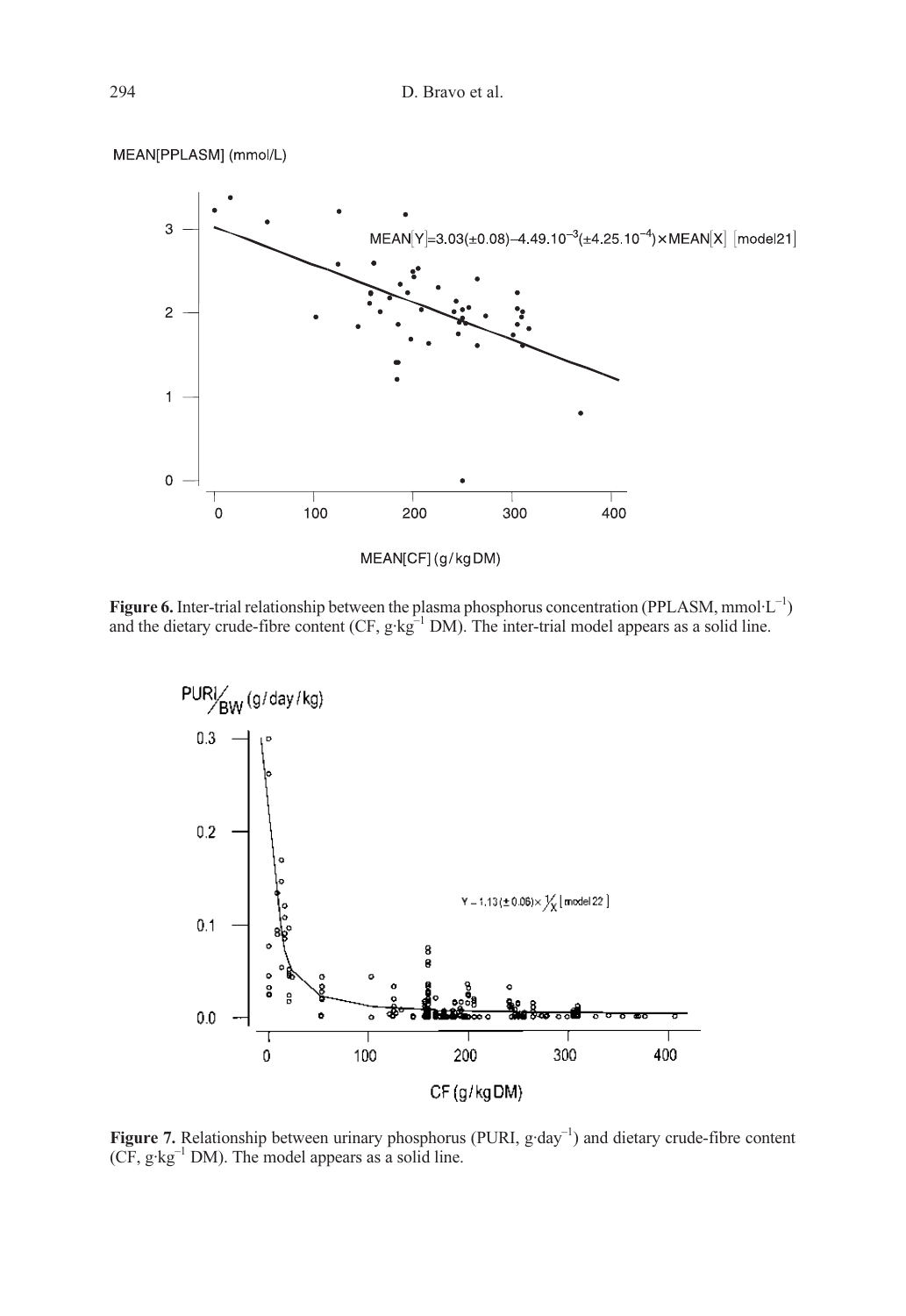**Figure 6.** Inter-trial relationship between the plasma phosphorus concentration (PPLASM, $mmol \cdot L^{-1}$) and the dietary crude-fibre content (CF, $g \cdot kg^{-1}$ DM). The inter-trial model appears as a solid line.

**Figure 7.** Relationship between urinary phosphorus (PURI, $g \cdot day^{-1}$) and dietary crude-fibre content (CF, $g \cdot kg^{-1}$ DM). The model appears as a solid line.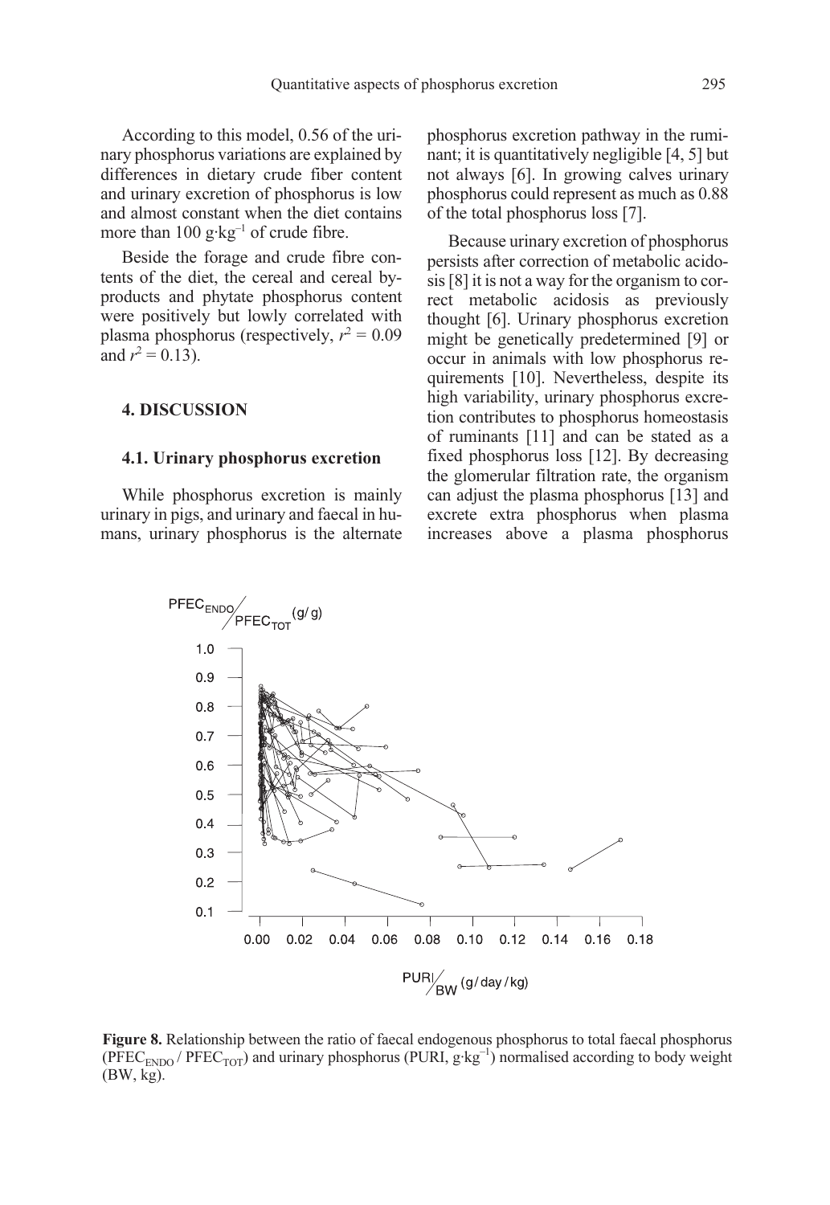According to this model, 0.56 of the urinary phosphorus variations are explained by differences in dietary crude fiber content and urinary excretion of phosphorus is low and almost constant when the diet contains more than 100 $g \cdot kg^{-1}$ of crude fibre.

Beside the forage and crude fibre contents of the diet, the cereal and cereal by-products and phytate phosphorus content were positively but lowly correlated with plasma phosphorus (respectively, $r^2 = 0.09$ and $r^2 = 0.13$).

## 4. DISCUSSION

### 4.1. Urinary phosphorus excretion

While phosphorus excretion is mainly urinary in pigs, and urinary and faecal in humans, urinary phosphorus is the alternate phosphorus excretion pathway in the ruminant; it is quantitatively negligible [4, 5] but not always [6]. In growing calves urinary phosphorus could represent as much as 0.88 of the total phosphorus loss [7].

Because urinary excretion of phosphorus persists after correction of metabolic acidosis [8] it is not a way for the organism to correct metabolic acidosis as previously thought [6]. Urinary phosphorus excretion might be genetically predetermined [9] or occur in animals with low phosphorus requirements [10]. Nevertheless, despite its high variability, urinary phosphorus excretion contributes to phosphorus homeostasis of ruminants [11] and can be stated as a fixed phosphorus loss [12]. By decreasing the glomerular filtration rate, the organism can adjust the plasma phosphorus [13] and excrete extra phosphorus when plasma increases above a plasma phosphorus

**Figure 8.** Relationship between the ratio of faecal endogenous phosphorus to total faecal phosphorus ($PFEC_{ENDO}$ / $PFEC_{TOT}$) and urinary phosphorus (PURI, $g \cdot kg^{-1}$) normalised according to body weight (BW, kg).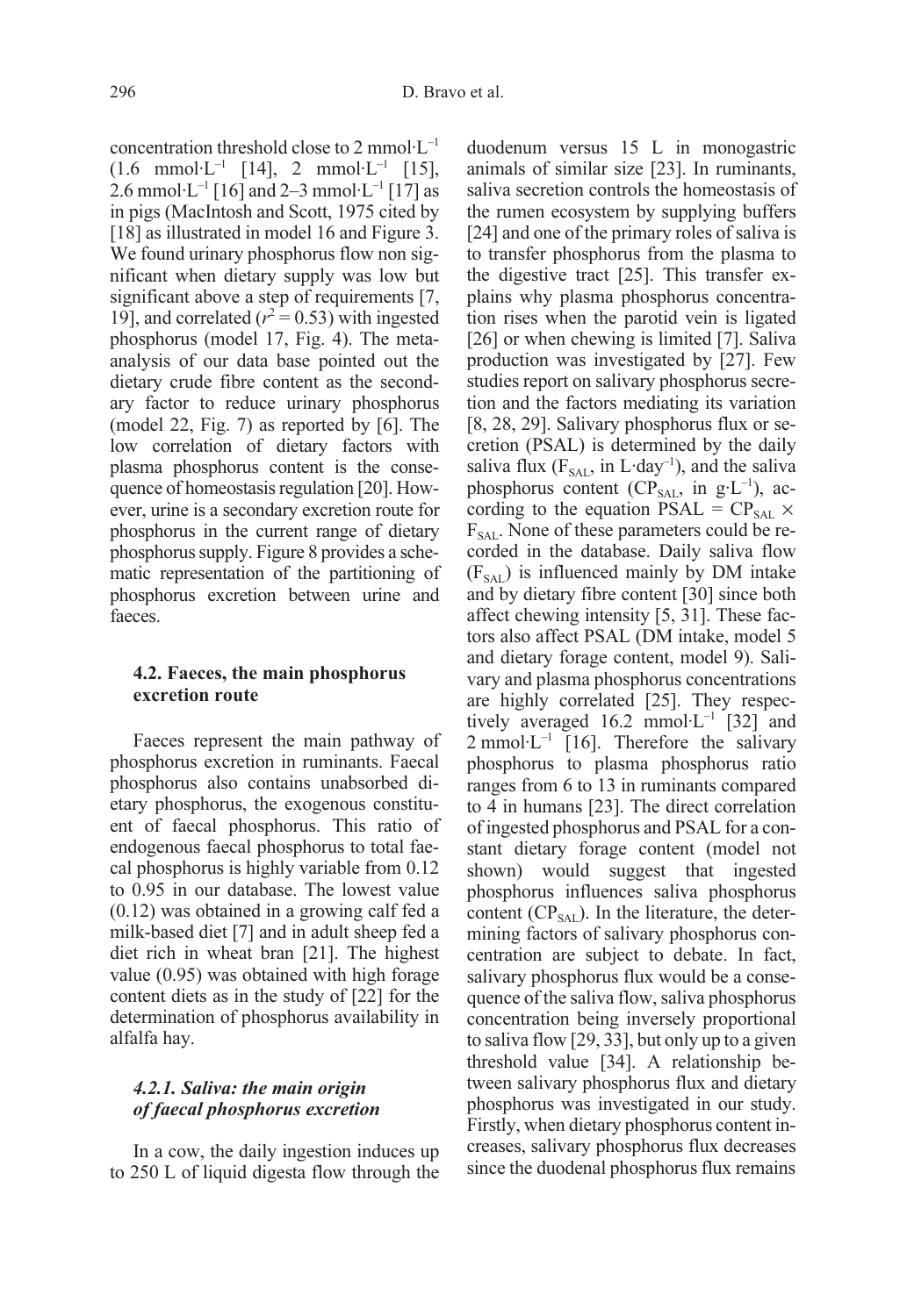concentration threshold close to 2 $mmol \cdot L^{-1}$ (1.6 $mmol \cdot L^{-1}$ [14], 2 $mmol \cdot L^{-1}$ [15], 2.6 $mmol \cdot L^{-1}$ [16] and 2–3 $mmol \cdot L^{-1}$ [17] as in pigs (MacIntosh and Scott, 1975 cited by [18] as illustrated in model 16 and Figure 3. We found urinary phosphorus flow non significant when dietary supply was low but significant above a step of requirements [7, 19], and correlated ($r^2 = 0.53$) with ingested phosphorus (model 17, Fig. 4). The meta-analysis of our data base pointed out the dietary crude fibre content as the secondary factor to reduce urinary phosphorus (model 22, Fig. 7) as reported by [6]. The low correlation of dietary factors with plasma phosphorus content is the consequence of homeostasis regulation [20]. However, urine is a secondary excretion route for phosphorus in the current range of dietary phosphorus supply. Figure 8 provides a schematic representation of the partitioning of phosphorus excretion between urine and faeces.

### 4.2. Faeces, the main phosphorus excretion route

Faeces represent the main pathway of phosphorus excretion in ruminants. Faecal phosphorus also contains unabsorbed dietary phosphorus, the exogenous constituent of faecal phosphorus. This ratio of endogenous faecal phosphorus to total faecal phosphorus is highly variable from 0.12 to 0.95 in our database. The lowest value (0.12) was obtained in a growing calf fed a milk-based diet [7] and in adult sheep fed a diet rich in wheat bran [21]. The highest value (0.95) was obtained with high forage content diets as in the study of [22] for the determination of phosphorus availability in alfalfa hay.

#### *4.2.1. Saliva: the main origin of faecal phosphorus excretion*

In a cow, the daily ingestion induces up to 250 L of liquid digesta flow through the duodenum versus 15 L in monogastric animals of similar size [23]. In ruminants, saliva secretion controls the homeostasis of the rumen ecosystem by supplying buffers [24] and one of the primary roles of saliva is to transfer phosphorus from the plasma to the digestive tract [25]. This transfer explains why plasma phosphorus concentration rises when the parotid vein is ligated [26] or when chewing is limited [7]. Saliva production was investigated by [27]. Few studies report on salivary phosphorus secretion and the factors mediating its variation [8, 28, 29]. Salivary phosphorus flux or secretion (PSAL) is determined by the daily saliva flux ($F_{SAL}$, in $L \cdot day^{-1}$), and the saliva phosphorus content ($CP_{SAL}$, in $g \cdot L^{-1}$), according to the equation $PSAL = CP_{SAL} \times F_{SAL}$. None of these parameters could be recorded in the database. Daily saliva flow ($F_{SAL}$) is influenced mainly by DM intake and by dietary fibre content [30] since both affect chewing intensity [5, 31]. These factors also affect PSAL (DM intake, model 5 and dietary forage content, model 9). Salivary and plasma phosphorus concentrations are highly correlated [25]. They respectively averaged 16.2 $mmol \cdot L^{-1}$ [32] and 2 $mmol \cdot L^{-1}$ [16]. Therefore the salivary phosphorus to plasma phosphorus ratio ranges from 6 to 13 in ruminants compared to 4 in humans [23]. The direct correlation of ingested phosphorus and PSAL for a constant dietary forage content (model not shown) would suggest that ingested phosphorus influences saliva phosphorus content ($CP_{SAL}$). In the literature, the determining factors of salivary phosphorus concentration are subject to debate. In fact, salivary phosphorus flux would be a consequence of the saliva flow, saliva phosphorus concentration being inversely proportional to saliva flow [29, 33], but only up to a given threshold value [34]. A relationship between salivary phosphorus flux and dietary phosphorus was investigated in our study. Firstly, when dietary phosphorus content increases, salivary phosphorus flux decreases since the duodenal phosphorus flux remains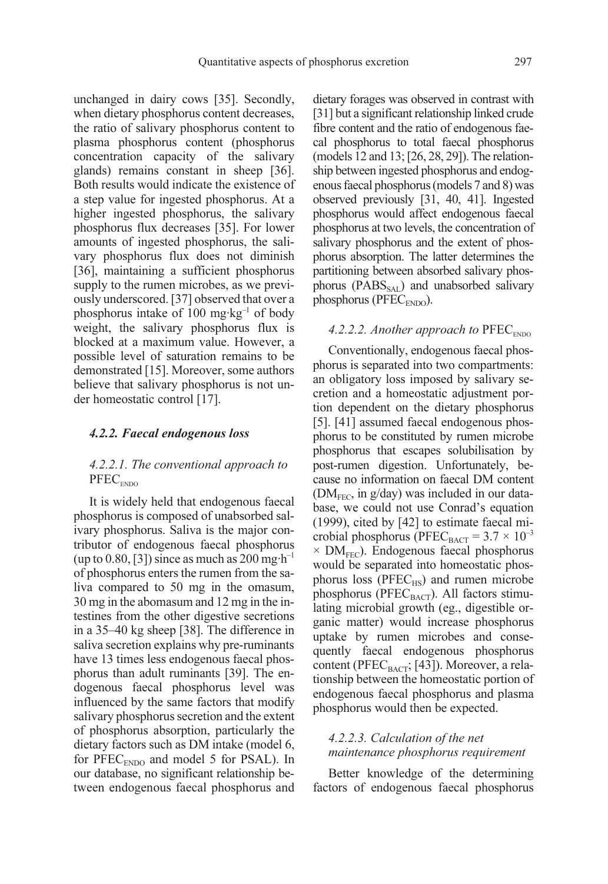unchanged in dairy cows [35]. Secondly, when dietary phosphorus content decreases, the ratio of salivary phosphorus content to plasma phosphorus content (phosphorus concentration capacity of the salivary glands) remains constant in sheep [36]. Both results would indicate the existence of a step value for ingested phosphorus. At a higher ingested phosphorus, the salivary phosphorus flux decreases [35]. For lower amounts of ingested phosphorus, the salivary phosphorus flux does not diminish [36], maintaining a sufficient phosphorus supply to the rumen microbes, as we previously underscored. [37] observed that over a phosphorus intake of 100 $mg \cdot kg^{-1}$ of body weight, the salivary phosphorus flux is blocked at a maximum value. However, a possible level of saturation remains to be demonstrated [15]. Moreover, some authors believe that salivary phosphorus is not under homeostatic control [17].

#### *4.2.2. Faecal endogenous loss*

##### *4.2.2.1. The conventional approach to* $PFEC_{ENDO}$

It is widely held that endogenous faecal phosphorus is composed of unabsorbed salivary phosphorus. Saliva is the major contributor of endogenous faecal phosphorus (up to 0.80, [3]) since as much as 200 $mg \cdot h^{-1}$ of phosphorus enters the rumen from the saliva compared to 50 mg in the omasum, 30 mg in the abomasum and 12 mg in the intestines from the other digestive secretions in a 35–40 kg sheep [38]. The difference in saliva secretion explains why pre-ruminants have 13 times less endogenous faecal phosphorus than adult ruminants [39]. The endogenous faecal phosphorus level was influenced by the same factors that modify salivary phosphorus secretion and the extent of phosphorus absorption, particularly the dietary factors such as DM intake (model 6, for $PFEC_{ENDO}$ and model 5 for PSAL). In our database, no significant relationship between endogenous faecal phosphorus and dietary forages was observed in contrast with [31] but a significant relationship linked crude fibre content and the ratio of endogenous faecal phosphorus to total faecal phosphorus (models 12 and 13; [26, 28, 29]). The relationship between ingested phosphorus and endogenous faecal phosphorus (models 7 and 8) was observed previously [31, 40, 41]. Ingested phosphorus would affect endogenous faecal phosphorus at two levels, the concentration of salivary phosphorus and the extent of phosphorus absorption. The latter determines the partitioning between absorbed salivary phosphorus ($PABS_{SAL}$) and unabsorbed salivary phosphorus ($PFEC_{ENDO}$).

##### *4.2.2.2. Another approach to* $PFEC_{ENDO}$

Conventionally, endogenous faecal phosphorus is separated into two compartments: an obligatory loss imposed by salivary secretion and a homeostatic adjustment portion dependent on the dietary phosphorus [5]. [41] assumed faecal endogenous phosphorus to be constituted by rumen microbe phosphorus that escapes solubilisation by post-rumen digestion. Unfortunately, because no information on faecal DM content ($DM_{FEC}$, in g/day) was included in our database, we could not use Conrad's equation (1999), cited by [42] to estimate faecal microbial phosphorus ($PFEC_{BACT} = 3.7 \times 10^{-3} \times DM_{FEC}$). Endogenous faecal phosphorus would be separated into homeostatic phosphorus loss ($PFEC_{HS}$) and rumen microbe phosphorus ($PFEC_{BACT}$). All factors stimulating microbial growth (eg., digestible organic matter) would increase phosphorus uptake by rumen microbes and consequently faecal endogenous phosphorus content ($PFEC_{BACT}$; [43]). Moreover, a relationship between the homeostatic portion of endogenous faecal phosphorus and plasma phosphorus would then be expected.

##### *4.2.2.3. Calculation of the net maintenance phosphorus requirement*

Better knowledge of the determining factors of endogenous faecal phosphorus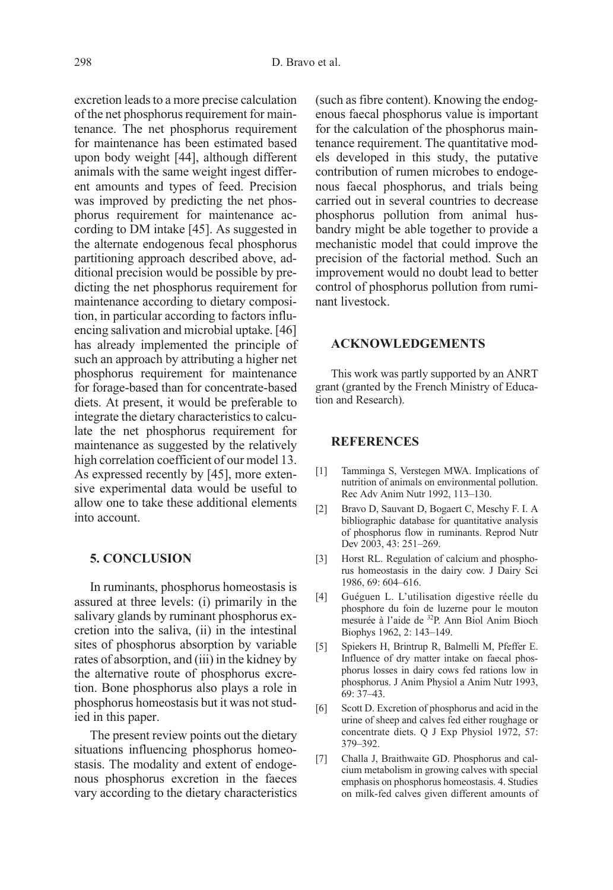excretion leads to a more precise calculation of the net phosphorus requirement for maintenance. The net phosphorus requirement for maintenance has been estimated based upon body weight [44], although different animals with the same weight ingest different amounts and types of feed. Precision was improved by predicting the net phosphorus requirement for maintenance according to DM intake [45]. As suggested in the alternate endogenous fecal phosphorus partitioning approach described above, additional precision would be possible by predicting the net phosphorus requirement for maintenance according to dietary composition, in particular according to factors influencing salivation and microbial uptake. [46] has already implemented the principle of such an approach by attributing a higher net phosphorus requirement for maintenance for forage-based than for concentrate-based diets. At present, it would be preferable to integrate the dietary characteristics to calculate the net phosphorus requirement for maintenance as suggested by the relatively high correlation coefficient of our model 13. As expressed recently by [45], more extensive experimental data would be useful to allow one to take these additional elements into account.

## 5. CONCLUSION

In ruminants, phosphorus homeostasis is assured at three levels: (i) primarily in the salivary glands by ruminant phosphorus excretion into the saliva, (ii) in the intestinal sites of phosphorus absorption by variable rates of absorption, and (iii) in the kidney by the alternative route of phosphorus excretion. Bone phosphorus also plays a role in phosphorus homeostasis but it was not studied in this paper.

The present review points out the dietary situations influencing phosphorus homeostasis. The modality and extent of endogenous phosphorus excretion in the faeces vary according to the dietary characteristics (such as fibre content). Knowing the endogenous faecal phosphorus value is important for the calculation of the phosphorus maintenance requirement. The quantitative models developed in this study, the putative contribution of rumen microbes to endogenous faecal phosphorus, and trials being carried out in several countries to decrease phosphorus pollution from animal husbandry might be able together to provide a mechanistic model that could improve the precision of the factorial method. Such an improvement would no doubt lead to better control of phosphorus pollution from ruminant livestock.

## ACKNOWLEDGEMENTS

This work was partly supported by an ANRT grant (granted by the French Ministry of Education and Research).

## REFERENCES

[1] Tamminga S, Verstegen MWA. Implications of nutrition of animals on environmental pollution. Rec Adv Anim Nutr 1992, 113–130.

[2] Bravo D, Sauvant D, Bogaert C, Meschy F. I. A bibliographic database for quantitative analysis of phosphorus flow in ruminants. Reprod Nutr Dev 2003, 43: 251–269.

[3] Horst RL. Regulation of calcium and phosphorus homeostasis in the dairy cow. J Dairy Sci 1986, 69: 604–616.

[4] Guéguen L. L'utilisation digestive réelle du phosphore du foin de luzerne pour le mouton mesurée à l'aide de $^{32}$P. Ann Biol Anim Bioch Biophys 1962, 2: 143–149.

[5] Spiekers H, Brintrup R, Balmelli M, Pfeffer E. Influence of dry matter intake on faecal phosphorus losses in dairy cows fed rations low in phosphorus. J Anim Physiol a Anim Nutr 1993, 69: 37–43.

[6] Scott D. Excretion of phosphorus and acid in the urine of sheep and calves fed either roughage or concentrate diets. Q J Exp Physiol 1972, 57: 379–392.

[7] Challa J, Braithwaite GD. Phosphorus and calcium metabolism in growing calves with special emphasis on phosphorus homeostasis. 4. Studies on milk-fed calves given different amounts of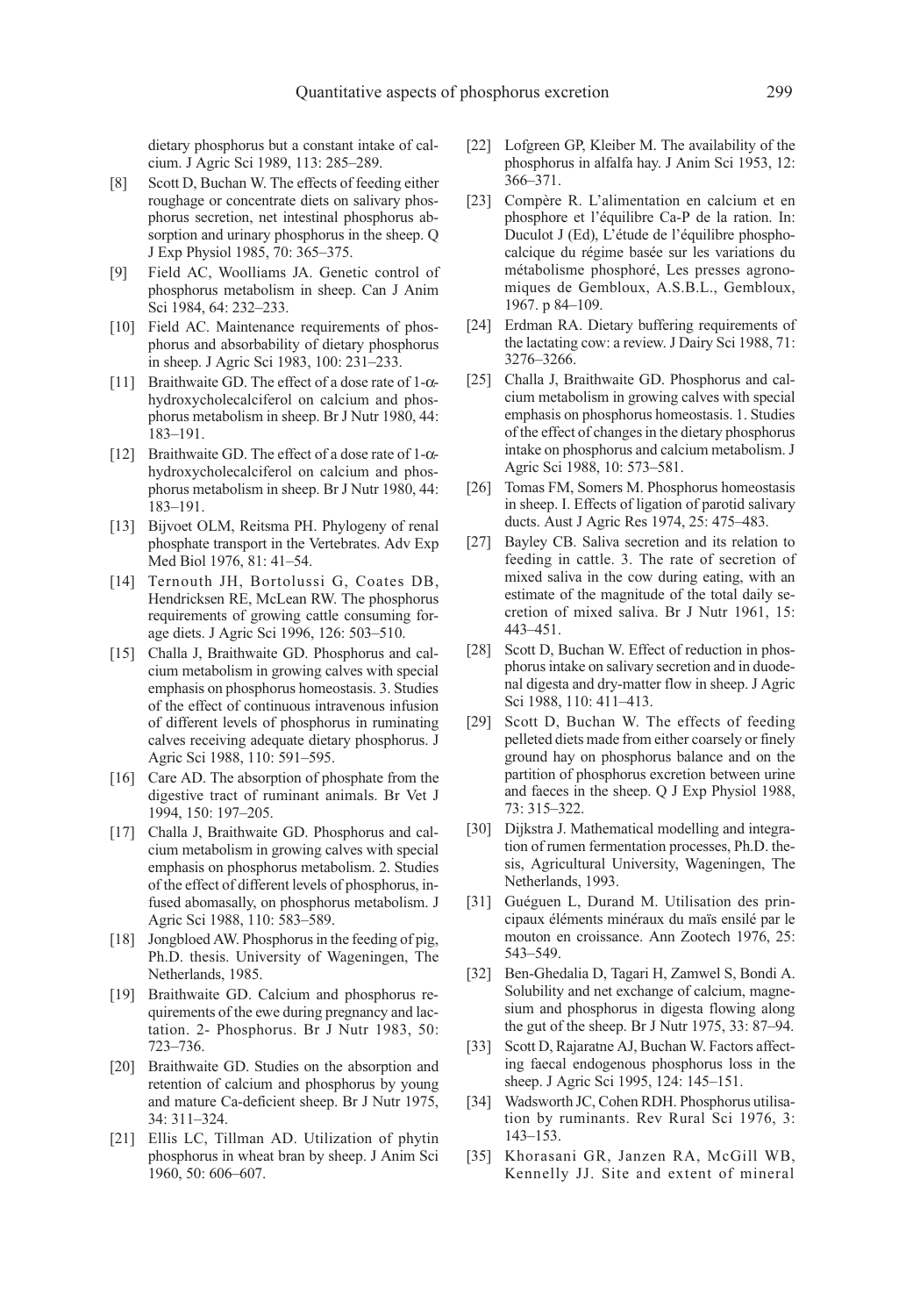dietary phosphorus but a constant intake of calcium. J Agric Sci 1989, 113: 285–289.

[8] Scott D, Buchan W. The effects of feeding either roughage or concentrate diets on salivary phosphorus secretion, net intestinal phosphorus absorption and urinary phosphorus in the sheep. Q J Exp Physiol 1985, 70: 365–375.

[9] Field AC, Woolliams JA. Genetic control of phosphorus metabolism in sheep. Can J Anim Sci 1984, 64: 232–233.

[10] Field AC. Maintenance requirements of phosphorus and absorbability of dietary phosphorus in sheep. J Agric Sci 1983, 100: 231–233.

[11] Braithwaite GD. The effect of a dose rate of 1-α-hydroxycholecalciferol on calcium and phosphorus metabolism in sheep. Br J Nutr 1980, 44: 183–191.

[12] Braithwaite GD. The effect of a dose rate of 1-α-hydroxycholecalciferol on calcium and phosphorus metabolism in sheep. Br J Nutr 1980, 44: 183–191.

[13] Bijvoet OLM, Reitsma PH. Phylogeny of renal phosphate transport in the Vertebrates. Adv Exp Med Biol 1976, 81: 41–54.

[14] Ternouth JH, Bortolussi G, Coates DB, Hendricksen RE, McLean RW. The phosphorus requirements of growing cattle consuming forage diets. J Agric Sci 1996, 126: 503–510.

[15] Challa J, Braithwaite GD. Phosphorus and calcium metabolism in growing calves with special emphasis on phosphorus homeostasis. 3. Studies of the effect of continuous intravenous infusion of different levels of phosphorus in ruminating calves receiving adequate dietary phosphorus. J Agric Sci 1988, 110: 591–595.

[16] Care AD. The absorption of phosphate from the digestive tract of ruminant animals. Br Vet J 1994, 150: 197–205.

[17] Challa J, Braithwaite GD. Phosphorus and calcium metabolism in growing calves with special emphasis on phosphorus metabolism. 2. Studies of the effect of different levels of phosphorus, infused abomasally, on phosphorus metabolism. J Agric Sci 1988, 110: 583–589.

[18] Jongbloed AW. Phosphorus in the feeding of pig, Ph.D. thesis. University of Wageningen, The Netherlands, 1985.

[19] Braithwaite GD. Calcium and phosphorus requirements of the ewe during pregnancy and lactation. 2- Phosphorus. Br J Nutr 1983, 50: 723–736.

[20] Braithwaite GD. Studies on the absorption and retention of calcium and phosphorus by young and mature Ca-deficient sheep. Br J Nutr 1975, 34: 311–324.

[21] Ellis LC, Tillman AD. Utilization of phytin phosphorus in wheat bran by sheep. J Anim Sci 1960, 50: 606–607.

[22] Lofgreen GP, Kleiber M. The availability of the phosphorus in alfalfa hay. J Anim Sci 1953, 12: 366–371.

[23] Compère R. L'alimentation en calcium et en phosphore et l'équilibre Ca-P de la ration. In: Duculot J (Ed), L'étude de l'équilibre phosphocalcique du régime basée sur les variations du métabolisme phosphoré, Les presses agronomiques de Gembloux, A.S.B.L., Gembloux, 1967. p 84–109.

[24] Erdman RA. Dietary buffering requirements of the lactating cow: a review. J Dairy Sci 1988, 71: 3276–3266.

[25] Challa J, Braithwaite GD. Phosphorus and calcium metabolism in growing calves with special emphasis on phosphorus homeostasis. 1. Studies of the effect of changes in the dietary phosphorus intake on phosphorus and calcium metabolism. J Agric Sci 1988, 10: 573–581.

[26] Tomas FM, Somers M. Phosphorus homeostasis in sheep. I. Effects of ligation of parotid salivary ducts. Aust J Agric Res 1974, 25: 475–483.

[27] Bayley CB. Saliva secretion and its relation to feeding in cattle. 3. The rate of secretion of mixed saliva in the cow during eating, with an estimate of the magnitude of the total daily secretion of mixed saliva. Br J Nutr 1961, 15: 443–451.

[28] Scott D, Buchan W. Effect of reduction in phosphorus intake on salivary secretion and in duodenal digesta and dry-matter flow in sheep. J Agric Sci 1988, 110: 411–413.

[29] Scott D, Buchan W. The effects of feeding pelleted diets made from either coarsely or finely ground hay on phosphorus balance and on the partition of phosphorus excretion between urine and faeces in the sheep. Q J Exp Physiol 1988, 73: 315–322.

[30] Dijkstra J. Mathematical modelling and integration of rumen fermentation processes, Ph.D. thesis, Agricultural University, Wageningen, The Netherlands, 1993.

[31] Guéguen L, Durand M. Utilisation des principaux éléments minéraux du maïs ensilé par le mouton en croissance. Ann Zootech 1976, 25: 543–549.

[32] Ben-Ghedalia D, Tagari H, Zamwel S, Bondi A. Solubility and net exchange of calcium, magnesium and phosphorus in digesta flowing along the gut of the sheep. Br J Nutr 1975, 33: 87–94.

[33] Scott D, Rajaratne AJ, Buchan W. Factors affecting faecal endogenous phosphorus loss in the sheep. J Agric Sci 1995, 124: 145–151.

[34] Wadsworth JC, Cohen RDH. Phosphorus utilisation by ruminants. Rev Rural Sci 1976, 3: 143–153.

[35] Khorasani GR, Janzen RA, McGill WB, Kennelly JJ. Site and extent of mineral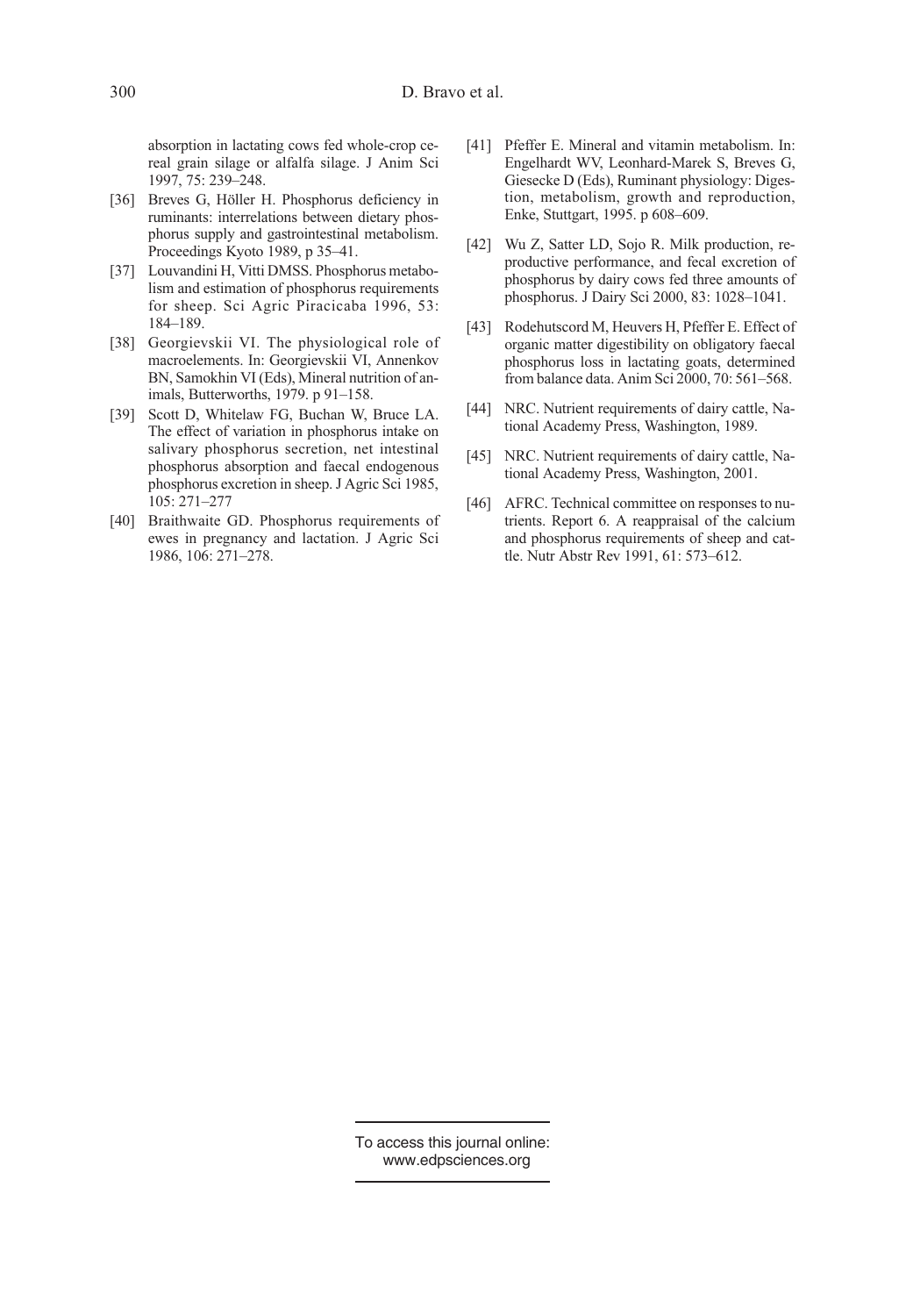absorption in lactating cows fed whole-crop cereal grain silage or alfalfa silage. J Anim Sci 1997, 75: 239–248.

[36] Breves G, Höller H. Phosphorus deficiency in ruminants: interrelations between dietary phosphorus supply and gastrointestinal metabolism. Proceedings Kyoto 1989, p 35–41.

[37] Louvandini H, Vitti DMSS. Phosphorus metabolism and estimation of phosphorus requirements for sheep. Sci Agric Piracicaba 1996, 53: 184–189.

[38] Georgievskii VI. The physiological role of macroelements. In: Georgievskii VI, Annenkov BN, Samokhin VI (Eds), Mineral nutrition of animals, Butterworths, 1979. p 91–158.

[39] Scott D, Whitelaw FG, Buchan W, Bruce LA. The effect of variation in phosphorus intake on salivary phosphorus secretion, net intestinal phosphorus absorption and faecal endogenous phosphorus excretion in sheep. J Agric Sci 1985, 105: 271–277

[40] Braithwaite GD. Phosphorus requirements of ewes in pregnancy and lactation. J Agric Sci 1986, 106: 271–278.

[41] Pfeffer E. Mineral and vitamin metabolism. In: Engelhardt WV, Leonhard-Marek S, Breves G, Giesecke D (Eds), Ruminant physiology: Digestion, metabolism, growth and reproduction, Enke, Stuttgart, 1995. p 608–609.

[42] Wu Z, Satter LD, Sojo R. Milk production, reproductive performance, and fecal excretion of phosphorus by dairy cows fed three amounts of phosphorus. J Dairy Sci 2000, 83: 1028–1041.

[43] Rodehutscord M, Heuvers H, Pfeffer E. Effect of organic matter digestibility on obligatory faecal phosphorus loss in lactating goats, determined from balance data. Anim Sci 2000, 70: 561–568.

[44] NRC. Nutrient requirements of dairy cattle, National Academy Press, Washington, 1989.

[45] NRC. Nutrient requirements of dairy cattle, National Academy Press, Washington, 2001.

[46] AFRC. Technical committee on responses to nutrients. Report 6. A reappraisal of the calcium and phosphorus requirements of sheep and cattle. Nutr Abstr Rev 1991, 61: 573–612.

To access this journal online:
www.edpsciences.org